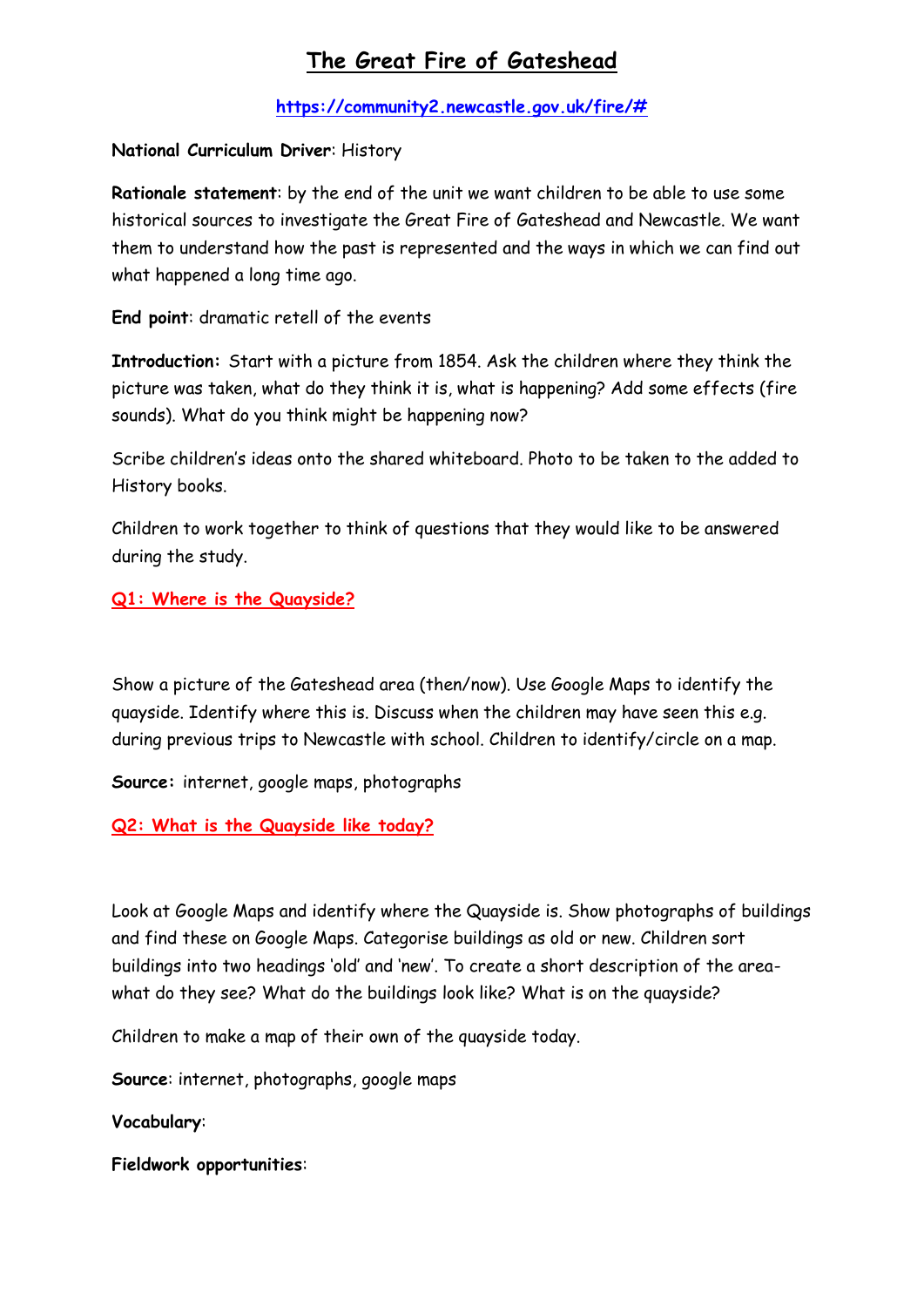# The Great Fire of Gateshead

**https://community2.newcastle.gov.uk/fire/#**

**National Curriculum Driver**: History

**Rationale statement**: by the end of the unit we want children to be able to use some historical sources to investigate the Great Fire of Gateshead and Newcastle. We want them to understand how the past is represented and the ways in which we can find out what happened a long time ago.

**End point**: dramatic retell of the events

**Introduction:** Start with a picture from 1854. Ask the children where they think the picture was taken, what do they think it is, what is happening? Add some effects (fire sounds). What do you think might be happening now?

Scribe children's ideas onto the shared whiteboard. Photo to be taken to the added to History books.

Children to work together to think of questions that they would like to be answered during the study.

## Q1: Where is the Quayside?

Show a picture of the Gateshead area (then/now). Use Google Maps to identify the quayside. Identify where this is. Discuss when the children may have seen this e.g. during previous trips to Newcastle with school. Children to identify/circle on a map.

**Source:** internet, google maps, photographs

## Q2: What is the Quayside like today?

Look at Google Maps and identify where the Quayside is. Show photographs of buildings and find these on Google Maps. Categorise buildings as old or new. Children sort buildings into two headings 'old' and 'new'. To create a short description of the area- what do they see? What do the buildings look like? What is on the quayside?

Children to make a map of their own of the quayside today.

**Source**: internet, photographs, google maps

**Vocabulary**:

**Fieldwork opportunities**: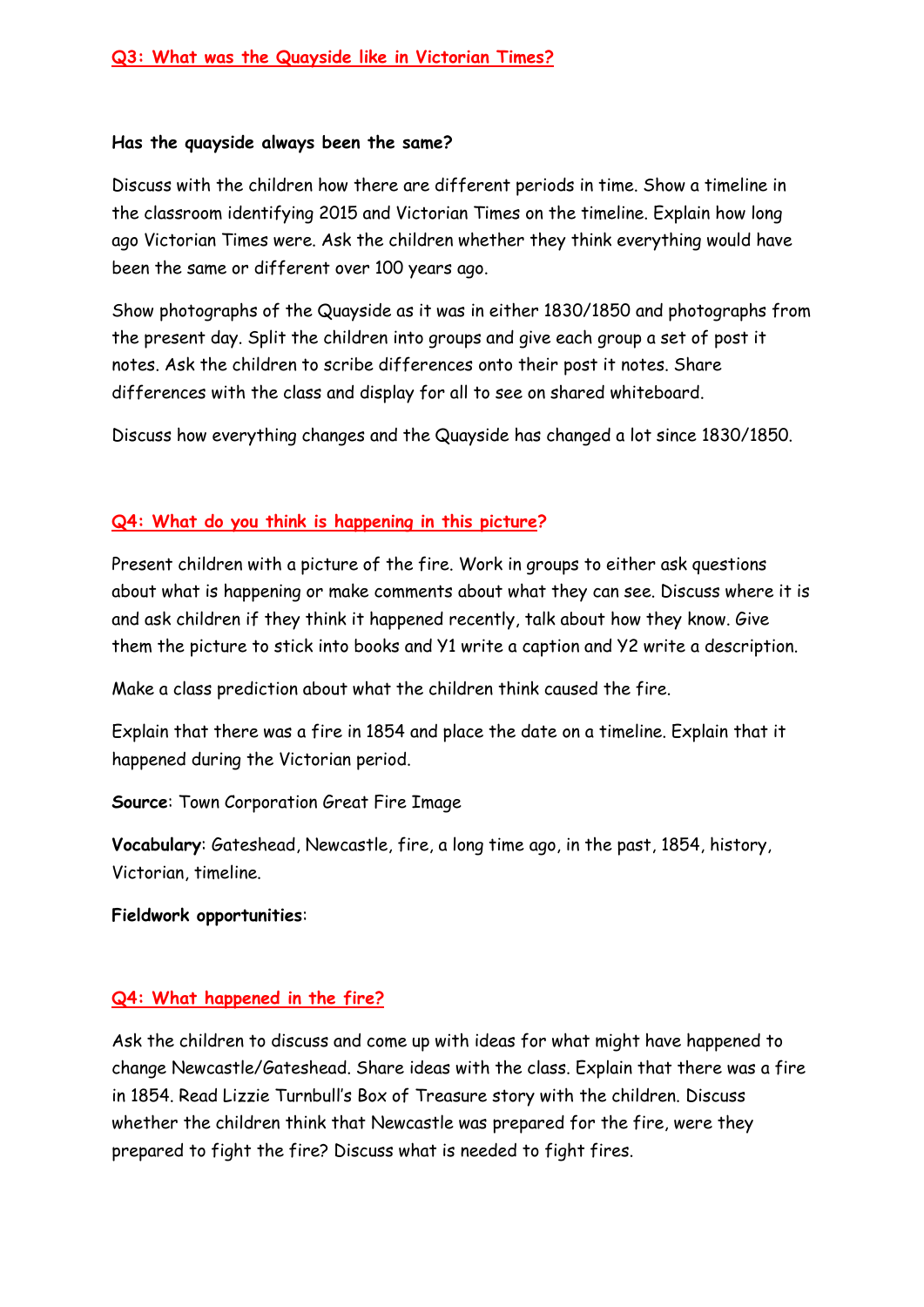## Q3: What was the Quayside like in Victorian Times?

**Has the quayside always been the same?**

Discuss with the children how there are different periods in time. Show a timeline in the classroom identifying 2015 and Victorian Times on the timeline. Explain how long ago Victorian Times were. Ask the children whether they think everything would have been the same or different over 100 years ago.

Show photographs of the Quayside as it was in either 1830/1850 and photographs from the present day. Split the children into groups and give each group a set of post it notes. Ask the children to scribe differences onto their post it notes. Share differences with the class and display for all to see on shared whiteboard.

Discuss how everything changes and the Quayside has changed a lot since 1830/1850.

## Q4: What do you think is happening in this picture?

Present children with a picture of the fire. Work in groups to either ask questions about what is happening or make comments about what they can see. Discuss where it is and ask children if they think it happened recently, talk about how they know. Give them the picture to stick into books and Y1 write a caption and Y2 write a description.

Make a class prediction about what the children think caused the fire.

Explain that there was a fire in 1854 and place the date on a timeline. Explain that it happened during the Victorian period.

**Source**: Town Corporation Great Fire Image

**Vocabulary**: Gateshead, Newcastle, fire, a long time ago, in the past, 1854, history, Victorian, timeline.

**Fieldwork opportunities**:

## Q4: What happened in the fire?

Ask the children to discuss and come up with ideas for what might have happened to change Newcastle/Gateshead. Share ideas with the class. Explain that there was a fire in 1854. Read Lizzie Turnbull's Box of Treasure story with the children. Discuss whether the children think that Newcastle was prepared for the fire, were they prepared to fight the fire? Discuss what is needed to fight fires.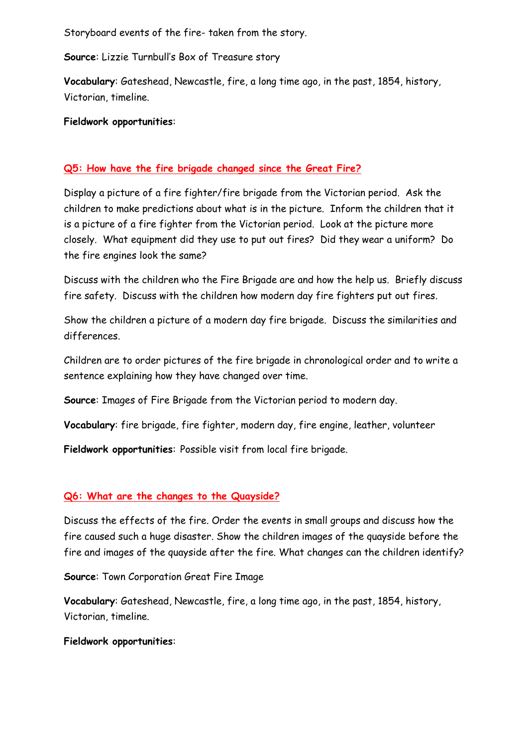Storyboard events of the fire- taken from the story.

**Source**: Lizzie Turnbull's Box of Treasure story

**Vocabulary**: Gateshead, Newcastle, fire, a long time ago, in the past, 1854, history, Victorian, timeline.

**Fieldwork opportunities**:

## Q5: How have the fire brigade changed since the Great Fire?

Display a picture of a fire fighter/fire brigade from the Victorian period. Ask the children to make predictions about what is in the picture. Inform the children that it is a picture of a fire fighter from the Victorian period. Look at the picture more closely. What equipment did they use to put out fires? Did they wear a uniform? Do the fire engines look the same?

Discuss with the children who the Fire Brigade are and how the help us. Briefly discuss fire safety. Discuss with the children how modern day fire fighters put out fires.

Show the children a picture of a modern day fire brigade. Discuss the similarities and differences.

Children are to order pictures of the fire brigade in chronological order and to write a sentence explaining how they have changed over time.

**Source**: Images of Fire Brigade from the Victorian period to modern day.

**Vocabulary**: fire brigade, fire fighter, modern day, fire engine, leather, volunteer

**Fieldwork opportunities**: Possible visit from local fire brigade.

## Q6: What are the changes to the Quayside?

Discuss the effects of the fire. Order the events in small groups and discuss how the fire caused such a huge disaster. Show the children images of the quayside before the fire and images of the quayside after the fire. What changes can the children identify?

**Source**: Town Corporation Great Fire Image

**Vocabulary**: Gateshead, Newcastle, fire, a long time ago, in the past, 1854, history, Victorian, timeline.

**Fieldwork opportunities**: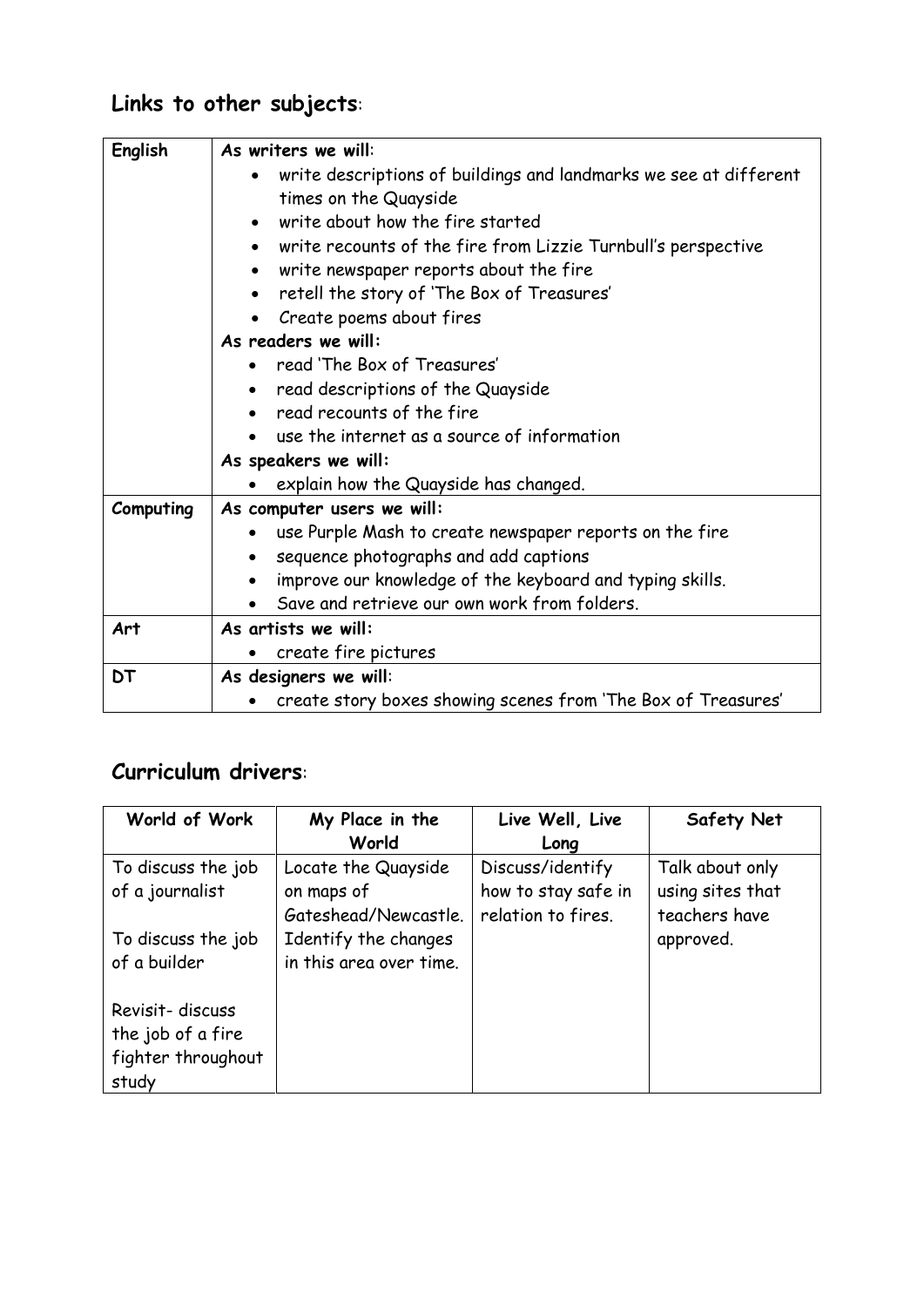## Links to other subjects:

| | |
|---|---|
| **English** | **As writers we will**:<br>• write descriptions of buildings and landmarks we see at different times on the Quayside<br>• write about how the fire started<br>• write recounts of the fire from Lizzie Turnbull's perspective<br>• write newspaper reports about the fire<br>• retell the story of 'The Box of Treasures'<br>• Create poems about fires<br>**As readers we will:**<br>• read 'The Box of Treasures'<br>• read descriptions of the Quayside<br>• read recounts of the fire<br>• use the internet as a source of information<br>**As speakers we will:**<br>• explain how the Quayside has changed. |
| **Computing** | **As computer users we will:**<br>• use Purple Mash to create newspaper reports on the fire<br>• sequence photographs and add captions<br>• improve our knowledge of the keyboard and typing skills.<br>• Save and retrieve our own work from folders. |
| **Art** | **As artists we will:**<br>• create fire pictures |
| **DT** | **As designers we will**:<br>• create story boxes showing scenes from 'The Box of Treasures' |

## Curriculum drivers:

| World of Work | My Place in the World | Live Well, Live Long | Safety Net |
|---|---|---|---|
| To discuss the job of a journalist<br><br>To discuss the job of a builder<br><br>Revisit- discuss the job of a fire fighter throughout study | Locate the Quayside on maps of Gateshead/Newcastle.<br>Identify the changes in this area over time. | Discuss/identify how to stay safe in relation to fires. | Talk about only using sites that teachers have approved. |